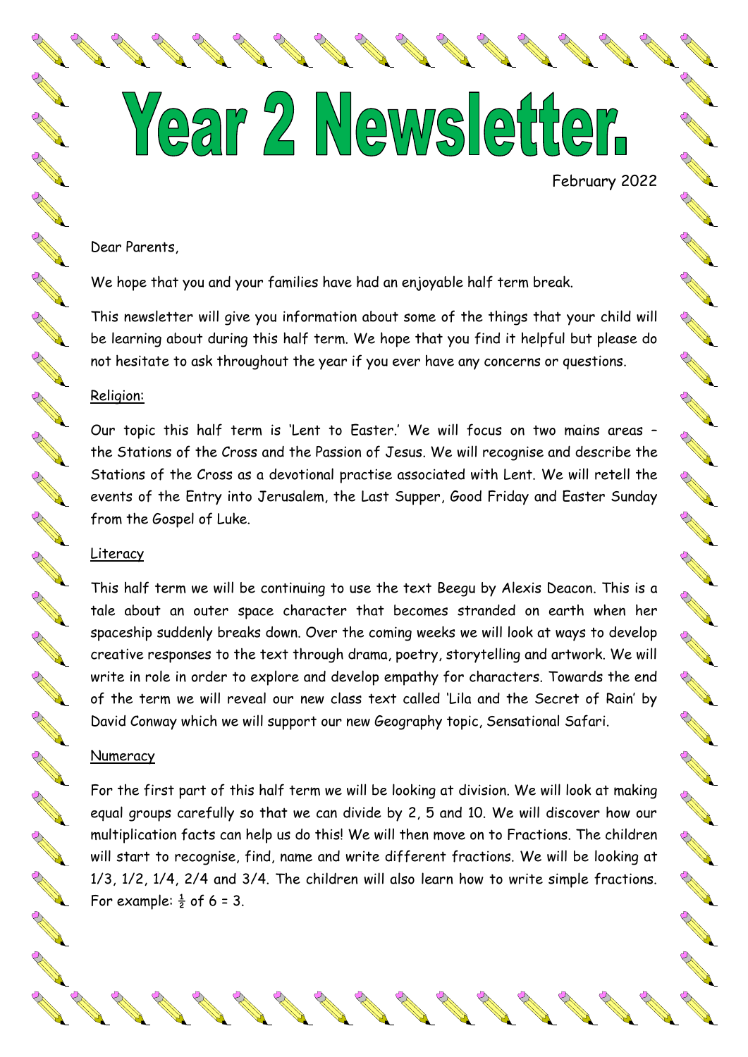# Year 2 Newsletter.

February 2022

Dear Parents,

We hope that you and your families have had an enjoyable half term break.

This newsletter will give you information about some of the things that your child will be learning about during this half term. We hope that you find it helpful but please do not hesitate to ask throughout the year if you ever have any concerns or questions.

## Religion:

Our topic this half term is 'Lent to Easter.' We will focus on two mains areas – the Stations of the Cross and the Passion of Jesus. We will recognise and describe the Stations of the Cross as a devotional practise associated with Lent. We will retell the events of the Entry into Jerusalem, the Last Supper, Good Friday and Easter Sunday from the Gospel of Luke.

## Literacy

This half term we will be continuing to use the text Beegu by Alexis Deacon. This is a tale about an outer space character that becomes stranded on earth when her spaceship suddenly breaks down. Over the coming weeks we will look at ways to develop creative responses to the text through drama, poetry, storytelling and artwork. We will write in role in order to explore and develop empathy for characters. Towards the end of the term we will reveal our new class text called 'Lila and the Secret of Rain' by David Conway which we will support our new Geography topic, Sensational Safari.

## Numeracy

For the first part of this half term we will be looking at division. We will look at making equal groups carefully so that we can divide by 2, 5 and 10. We will discover how our multiplication facts can help us do this! We will then move on to Fractions. The children will start to recognise, find, name and write different fractions. We will be looking at 1/3, 1/2, 1/4, 2/4 and 3/4. The children will also learn how to write simple fractions. For example: $\frac{1}{2}$ of 6 = 3.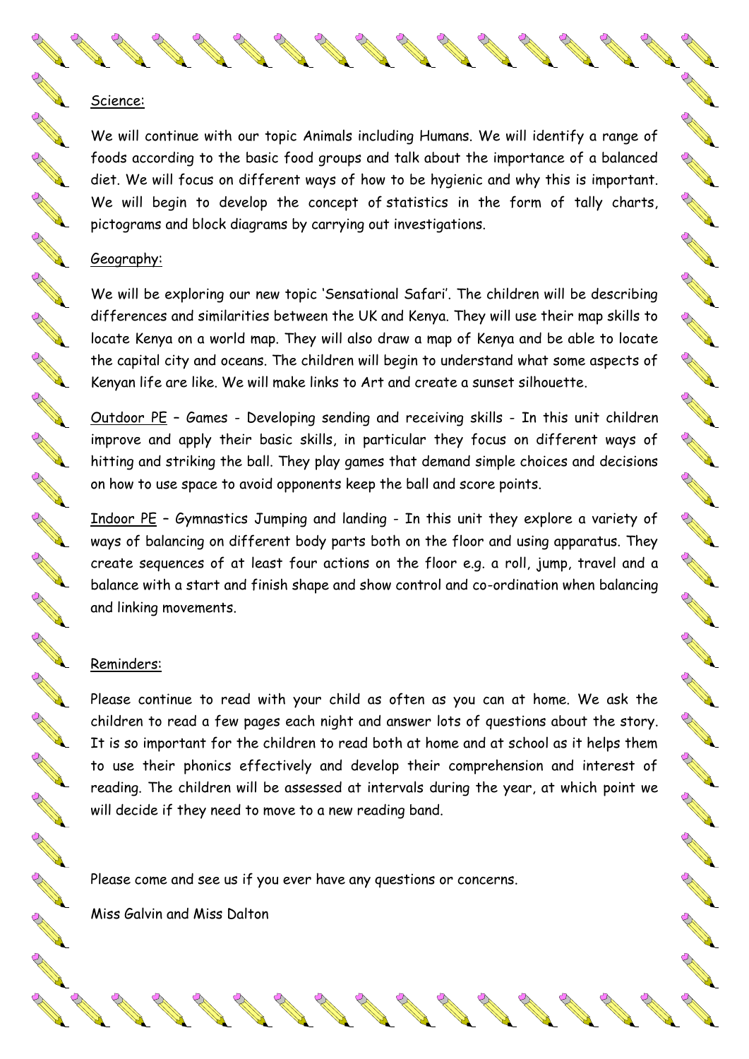Science:

We will continue with our topic Animals including Humans. We will identify a range of foods according to the basic food groups and talk about the importance of a balanced diet. We will focus on different ways of how to be hygienic and why this is important. We will begin to develop the concept of statistics in the form of tally charts, pictograms and block diagrams by carrying out investigations.

Geography:

We will be exploring our new topic 'Sensational Safari'. The children will be describing differences and similarities between the UK and Kenya. They will use their map skills to locate Kenya on a world map. They will also draw a map of Kenya and be able to locate the capital city and oceans. The children will begin to understand what some aspects of Kenyan life are like. We will make links to Art and create a sunset silhouette.

Outdoor PE – Games - Developing sending and receiving skills - In this unit children improve and apply their basic skills, in particular they focus on different ways of hitting and striking the ball. They play games that demand simple choices and decisions on how to use space to avoid opponents keep the ball and score points.

Indoor PE – Gymnastics Jumping and landing - In this unit they explore a variety of ways of balancing on different body parts both on the floor and using apparatus. They create sequences of at least four actions on the floor e.g. a roll, jump, travel and a balance with a start and finish shape and show control and co-ordination when balancing and linking movements.

Reminders:

Please continue to read with your child as often as you can at home. We ask the children to read a few pages each night and answer lots of questions about the story. It is so important for the children to read both at home and at school as it helps them to use their phonics effectively and develop their comprehension and interest of reading. The children will be assessed at intervals during the year, at which point we will decide if they need to move to a new reading band.

Please come and see us if you ever have any questions or concerns.

Miss Galvin and Miss Dalton